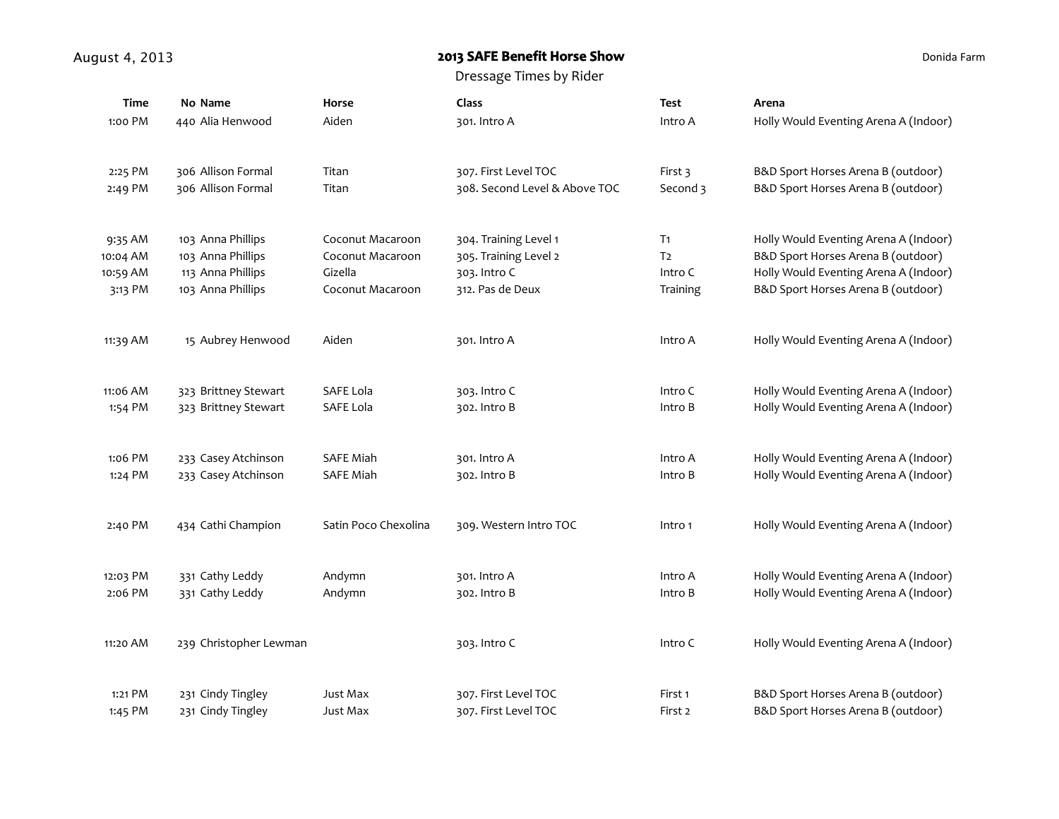August 4, 2013

# 2013 SAFE Benefit Horse Show

Dressage Times by Rider

Donida Farm

| Time | No | Name | Horse | Class | Test | Arena |
|---|---|---|---|---|---|---|
| 1:00 PM | 440 | Alia Henwood | Aiden | 301. Intro A | Intro A | Holly Would Eventing Arena A (Indoor) |
| | | | | | | |
| 2:25 PM | 306 | Allison Formal | Titan | 307. First Level TOC | First 3 | B&D Sport Horses Arena B (outdoor) |
| 2:49 PM | 306 | Allison Formal | Titan | 308. Second Level & Above TOC | Second 3 | B&D Sport Horses Arena B (outdoor) |
| | | | | | | |
| 9:35 AM | 103 | Anna Phillips | Coconut Macaroon | 304. Training Level 1 | T1 | Holly Would Eventing Arena A (Indoor) |
| 10:04 AM | 103 | Anna Phillips | Coconut Macaroon | 305. Training Level 2 | T2 | B&D Sport Horses Arena B (outdoor) |
| 10:59 AM | 113 | Anna Phillips | Gizella | 303. Intro C | Intro C | Holly Would Eventing Arena A (Indoor) |
| 3:13 PM | 103 | Anna Phillips | Coconut Macaroon | 312. Pas de Deux | Training | B&D Sport Horses Arena B (outdoor) |
| | | | | | | |
| 11:39 AM | 15 | Aubrey Henwood | Aiden | 301. Intro A | Intro A | Holly Would Eventing Arena A (Indoor) |
| | | | | | | |
| 11:06 AM | 323 | Brittney Stewart | SAFE Lola | 303. Intro C | Intro C | Holly Would Eventing Arena A (Indoor) |
| 1:54 PM | 323 | Brittney Stewart | SAFE Lola | 302. Intro B | Intro B | Holly Would Eventing Arena A (Indoor) |
| | | | | | | |
| 1:06 PM | 233 | Casey Atchinson | SAFE Miah | 301. Intro A | Intro A | Holly Would Eventing Arena A (Indoor) |
| 1:24 PM | 233 | Casey Atchinson | SAFE Miah | 302. Intro B | Intro B | Holly Would Eventing Arena A (Indoor) |
| | | | | | | |
| 2:40 PM | 434 | Cathi Champion | Satin Poco Chexolina | 309. Western Intro TOC | Intro 1 | Holly Would Eventing Arena A (Indoor) |
| | | | | | | |
| 12:03 PM | 331 | Cathy Leddy | Andymn | 301. Intro A | Intro A | Holly Would Eventing Arena A (Indoor) |
| 2:06 PM | 331 | Cathy Leddy | Andymn | 302. Intro B | Intro B | Holly Would Eventing Arena A (Indoor) |
| | | | | | | |
| 11:20 AM | 239 | Christopher Lewman | | 303. Intro C | Intro C | Holly Would Eventing Arena A (Indoor) |
| | | | | | | |
| 1:21 PM | 231 | Cindy Tingley | Just Max | 307. First Level TOC | First 1 | B&D Sport Horses Arena B (outdoor) |
| 1:45 PM | 231 | Cindy Tingley | Just Max | 307. First Level TOC | First 2 | B&D Sport Horses Arena B (outdoor) |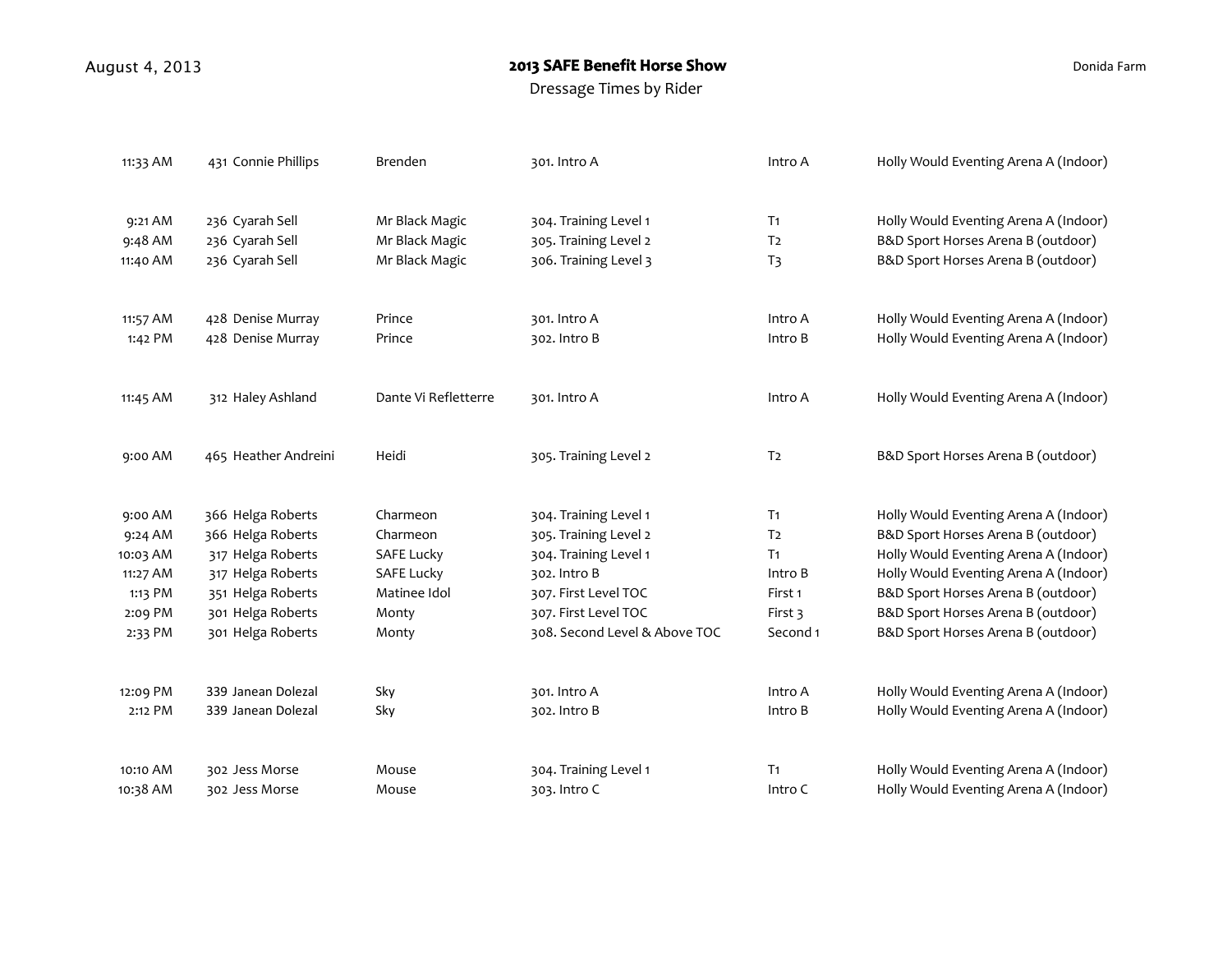August 4, 2013

# 2013 SAFE Benefit Horse Show

Dressage Times by Rider

Donida Farm

| Time | No. | Rider | Horse | Test | Level | Arena |
|---|---|---|---|---|---|---|
| 11:33 AM | 431 | Connie Phillips | Brenden | 301. Intro A | Intro A | Holly Would Eventing Arena A (Indoor) |
| | | | | | | |
| 9:21 AM | 236 | Cyarah Sell | Mr Black Magic | 304. Training Level 1 | T1 | Holly Would Eventing Arena A (Indoor) |
| 9:48 AM | 236 | Cyarah Sell | Mr Black Magic | 305. Training Level 2 | T2 | B&D Sport Horses Arena B (outdoor) |
| 11:40 AM | 236 | Cyarah Sell | Mr Black Magic | 306. Training Level 3 | T3 | B&D Sport Horses Arena B (outdoor) |
| | | | | | | |
| 11:57 AM | 428 | Denise Murray | Prince | 301. Intro A | Intro A | Holly Would Eventing Arena A (Indoor) |
| 1:42 PM | 428 | Denise Murray | Prince | 302. Intro B | Intro B | Holly Would Eventing Arena A (Indoor) |
| | | | | | | |
| 11:45 AM | 312 | Haley Ashland | Dante Vi Refletterre | 301. Intro A | Intro A | Holly Would Eventing Arena A (Indoor) |
| | | | | | | |
| 9:00 AM | 465 | Heather Andreini | Heidi | 305. Training Level 2 | T2 | B&D Sport Horses Arena B (outdoor) |
| | | | | | | |
| 9:00 AM | 366 | Helga Roberts | Charmeon | 304. Training Level 1 | T1 | Holly Would Eventing Arena A (Indoor) |
| 9:24 AM | 366 | Helga Roberts | Charmeon | 305. Training Level 2 | T2 | B&D Sport Horses Arena B (outdoor) |
| 10:03 AM | 317 | Helga Roberts | SAFE Lucky | 304. Training Level 1 | T1 | Holly Would Eventing Arena A (Indoor) |
| 11:27 AM | 317 | Helga Roberts | SAFE Lucky | 302. Intro B | Intro B | Holly Would Eventing Arena A (Indoor) |
| 1:13 PM | 351 | Helga Roberts | Matinee Idol | 307. First Level TOC | First 1 | B&D Sport Horses Arena B (outdoor) |
| 2:09 PM | 301 | Helga Roberts | Monty | 307. First Level TOC | First 3 | B&D Sport Horses Arena B (outdoor) |
| 2:33 PM | 301 | Helga Roberts | Monty | 308. Second Level & Above TOC | Second 1 | B&D Sport Horses Arena B (outdoor) |
| | | | | | | |
| 12:09 PM | 339 | Janean Dolezal | Sky | 301. Intro A | Intro A | Holly Would Eventing Arena A (Indoor) |
| 2:12 PM | 339 | Janean Dolezal | Sky | 302. Intro B | Intro B | Holly Would Eventing Arena A (Indoor) |
| | | | | | | |
| 10:10 AM | 302 | Jess Morse | Mouse | 304. Training Level 1 | T1 | Holly Would Eventing Arena A (Indoor) |
| 10:38 AM | 302 | Jess Morse | Mouse | 303. Intro C | Intro C | Holly Would Eventing Arena A (Indoor) |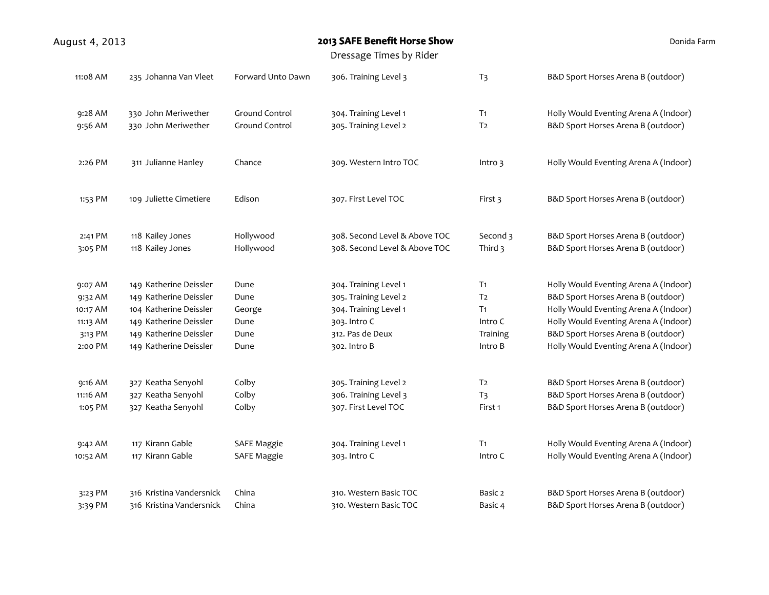August 4, 2013

**2013 SAFE Benefit Horse Show**

Dressage Times by Rider

Donida Farm

| Time | No. | Rider | Horse | Class | Test | Arena |
|---|---|---|---|---|---|---|
| 11:08 AM | 235 | Johanna Van Vleet | Forward Unto Dawn | 306. Training Level 3 | T3 | B&D Sport Horses Arena B (outdoor) |
| | | | | | | |
| 9:28 AM | 330 | John Meriwether | Ground Control | 304. Training Level 1 | T1 | Holly Would Eventing Arena A (Indoor) |
| 9:56 AM | 330 | John Meriwether | Ground Control | 305. Training Level 2 | T2 | B&D Sport Horses Arena B (outdoor) |
| | | | | | | |
| 2:26 PM | 311 | Julianne Hanley | Chance | 309. Western Intro TOC | Intro 3 | Holly Would Eventing Arena A (Indoor) |
| | | | | | | |
| 1:53 PM | 109 | Juliette Cimetiere | Edison | 307. First Level TOC | First 3 | B&D Sport Horses Arena B (outdoor) |
| | | | | | | |
| 2:41 PM | 118 | Kailey Jones | Hollywood | 308. Second Level & Above TOC | Second 3 | B&D Sport Horses Arena B (outdoor) |
| 3:05 PM | 118 | Kailey Jones | Hollywood | 308. Second Level & Above TOC | Third 3 | B&D Sport Horses Arena B (outdoor) |
| | | | | | | |
| 9:07 AM | 149 | Katherine Deissler | Dune | 304. Training Level 1 | T1 | Holly Would Eventing Arena A (Indoor) |
| 9:32 AM | 149 | Katherine Deissler | Dune | 305. Training Level 2 | T2 | B&D Sport Horses Arena B (outdoor) |
| 10:17 AM | 104 | Katherine Deissler | George | 304. Training Level 1 | T1 | Holly Would Eventing Arena A (Indoor) |
| 11:13 AM | 149 | Katherine Deissler | Dune | 303. Intro C | Intro C | Holly Would Eventing Arena A (Indoor) |
| 3:13 PM | 149 | Katherine Deissler | Dune | 312. Pas de Deux | Training | B&D Sport Horses Arena B (outdoor) |
| 2:00 PM | 149 | Katherine Deissler | Dune | 302. Intro B | Intro B | Holly Would Eventing Arena A (Indoor) |
| | | | | | | |
| 9:16 AM | 327 | Keatha Senyohl | Colby | 305. Training Level 2 | T2 | B&D Sport Horses Arena B (outdoor) |
| 11:16 AM | 327 | Keatha Senyohl | Colby | 306. Training Level 3 | T3 | B&D Sport Horses Arena B (outdoor) |
| 1:05 PM | 327 | Keatha Senyohl | Colby | 307. First Level TOC | First 1 | B&D Sport Horses Arena B (outdoor) |
| | | | | | | |
| 9:42 AM | 117 | Kirann Gable | SAFE Maggie | 304. Training Level 1 | T1 | Holly Would Eventing Arena A (Indoor) |
| 10:52 AM | 117 | Kirann Gable | SAFE Maggie | 303. Intro C | Intro C | Holly Would Eventing Arena A (Indoor) |
| | | | | | | |
| 3:23 PM | 316 | Kristina Vandersnick | China | 310. Western Basic TOC | Basic 2 | B&D Sport Horses Arena B (outdoor) |
| 3:39 PM | 316 | Kristina Vandersnick | China | 310. Western Basic TOC | Basic 4 | B&D Sport Horses Arena B (outdoor) |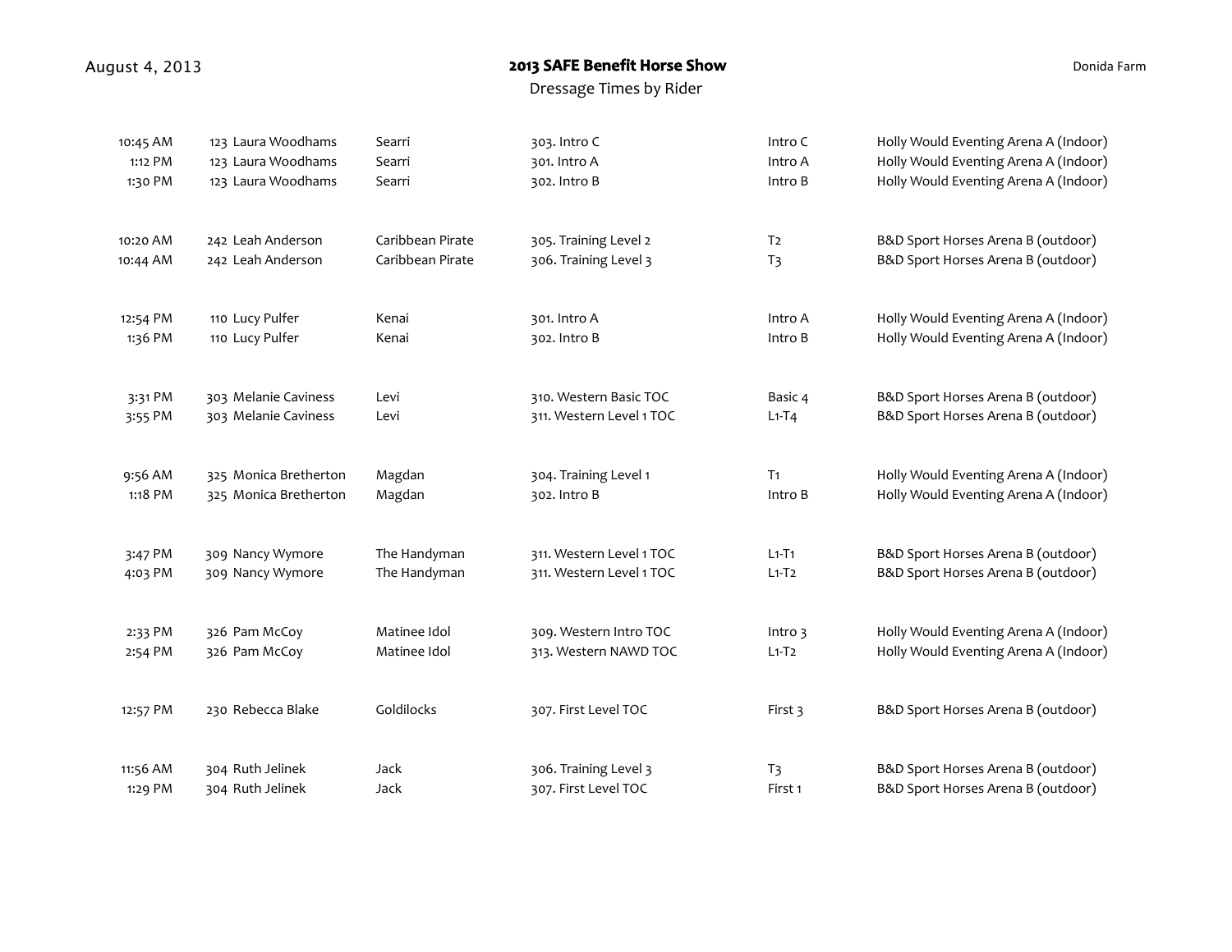August 4, 2013

# 2013 SAFE Benefit Horse Show

Dressage Times by Rider

Donida Farm

| Time | No. | Rider | Horse | Class | Test | Arena |
|---|---|---|---|---|---|---|
| 10:45 AM | 123 | Laura Woodhams | Searri | 303. Intro C | Intro C | Holly Would Eventing Arena A (Indoor) |
| 1:12 PM | 123 | Laura Woodhams | Searri | 301. Intro A | Intro A | Holly Would Eventing Arena A (Indoor) |
| 1:30 PM | 123 | Laura Woodhams | Searri | 302. Intro B | Intro B | Holly Would Eventing Arena A (Indoor) |
| | | | | | | |
| 10:20 AM | 242 | Leah Anderson | Caribbean Pirate | 305. Training Level 2 | T2 | B&D Sport Horses Arena B (outdoor) |
| 10:44 AM | 242 | Leah Anderson | Caribbean Pirate | 306. Training Level 3 | T3 | B&D Sport Horses Arena B (outdoor) |
| | | | | | | |
| 12:54 PM | 110 | Lucy Pulfer | Kenai | 301. Intro A | Intro A | Holly Would Eventing Arena A (Indoor) |
| 1:36 PM | 110 | Lucy Pulfer | Kenai | 302. Intro B | Intro B | Holly Would Eventing Arena A (Indoor) |
| | | | | | | |
| 3:31 PM | 303 | Melanie Caviness | Levi | 310. Western Basic TOC | Basic 4 | B&D Sport Horses Arena B (outdoor) |
| 3:55 PM | 303 | Melanie Caviness | Levi | 311. Western Level 1 TOC | L1-T4 | B&D Sport Horses Arena B (outdoor) |
| | | | | | | |
| 9:56 AM | 325 | Monica Bretherton | Magdan | 304. Training Level 1 | T1 | Holly Would Eventing Arena A (Indoor) |
| 1:18 PM | 325 | Monica Bretherton | Magdan | 302. Intro B | Intro B | Holly Would Eventing Arena A (Indoor) |
| | | | | | | |
| 3:47 PM | 309 | Nancy Wymore | The Handyman | 311. Western Level 1 TOC | L1-T1 | B&D Sport Horses Arena B (outdoor) |
| 4:03 PM | 309 | Nancy Wymore | The Handyman | 311. Western Level 1 TOC | L1-T2 | B&D Sport Horses Arena B (outdoor) |
| | | | | | | |
| 2:33 PM | 326 | Pam McCoy | Matinee Idol | 309. Western Intro TOC | Intro 3 | Holly Would Eventing Arena A (Indoor) |
| 2:54 PM | 326 | Pam McCoy | Matinee Idol | 313. Western NAWD TOC | L1-T2 | Holly Would Eventing Arena A (Indoor) |
| | | | | | | |
| 12:57 PM | 230 | Rebecca Blake | Goldilocks | 307. First Level TOC | First 3 | B&D Sport Horses Arena B (outdoor) |
| | | | | | | |
| 11:56 AM | 304 | Ruth Jelinek | Jack | 306. Training Level 3 | T3 | B&D Sport Horses Arena B (outdoor) |
| 1:29 PM | 304 | Ruth Jelinek | Jack | 307. First Level TOC | First 1 | B&D Sport Horses Arena B (outdoor) |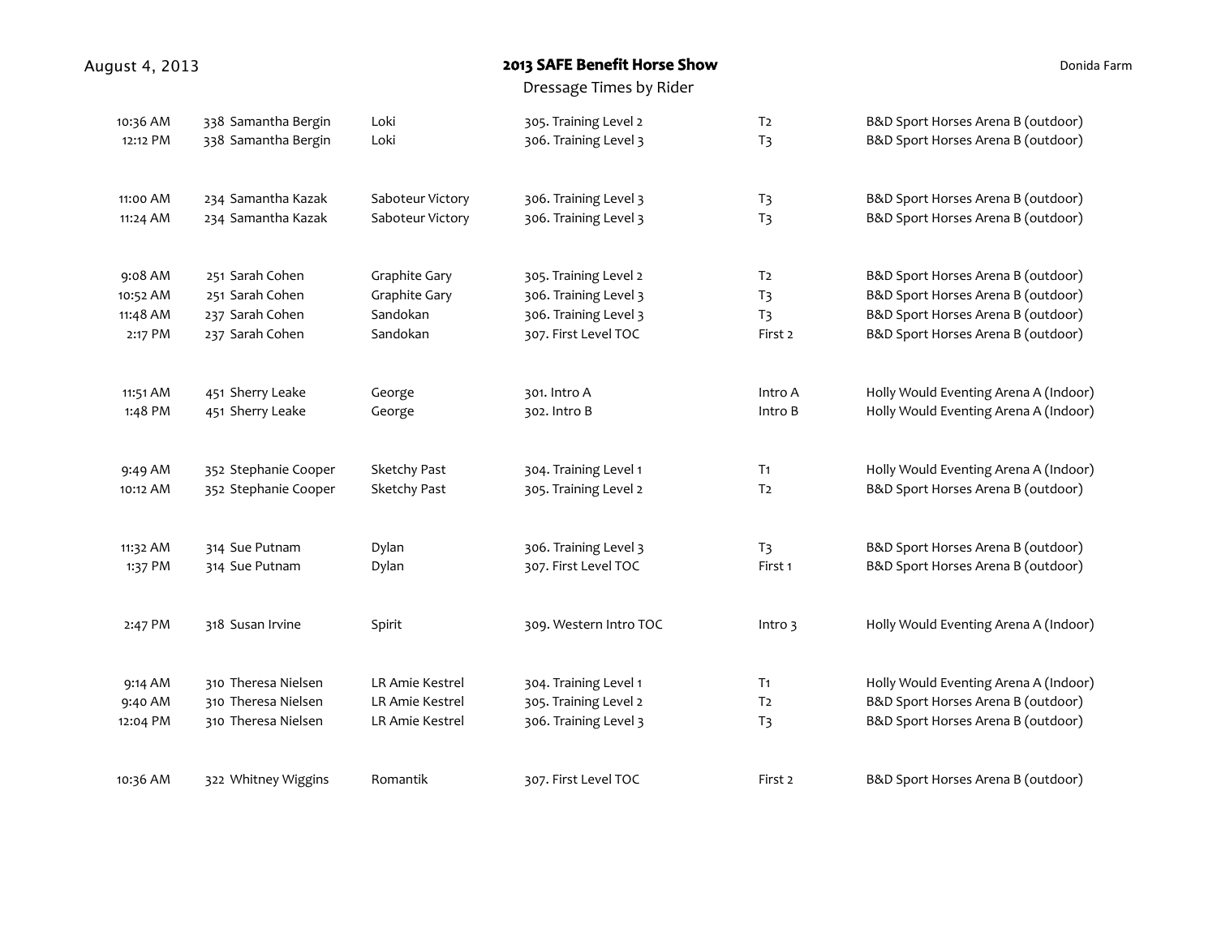August 4, 2013

## 2013 SAFE Benefit Horse Show

Dressage Times by Rider

Donida Farm

| | | | | | | |
|---|---|---|---|---|---|---|
| 10:36 AM | 338 | Samantha Bergin | Loki | 305. Training Level 2 | T2 | B&D Sport Horses Arena B (outdoor) |
| 12:12 PM | 338 | Samantha Bergin | Loki | 306. Training Level 3 | T3 | B&D Sport Horses Arena B (outdoor) |
| | | | | | | |
| 11:00 AM | 234 | Samantha Kazak | Saboteur Victory | 306. Training Level 3 | T3 | B&D Sport Horses Arena B (outdoor) |
| 11:24 AM | 234 | Samantha Kazak | Saboteur Victory | 306. Training Level 3 | T3 | B&D Sport Horses Arena B (outdoor) |
| | | | | | | |
| 9:08 AM | 251 | Sarah Cohen | Graphite Gary | 305. Training Level 2 | T2 | B&D Sport Horses Arena B (outdoor) |
| 10:52 AM | 251 | Sarah Cohen | Graphite Gary | 306. Training Level 3 | T3 | B&D Sport Horses Arena B (outdoor) |
| 11:48 AM | 237 | Sarah Cohen | Sandokan | 306. Training Level 3 | T3 | B&D Sport Horses Arena B (outdoor) |
| 2:17 PM | 237 | Sarah Cohen | Sandokan | 307. First Level TOC | First 2 | B&D Sport Horses Arena B (outdoor) |
| | | | | | | |
| 11:51 AM | 451 | Sherry Leake | George | 301. Intro A | Intro A | Holly Would Eventing Arena A (Indoor) |
| 1:48 PM | 451 | Sherry Leake | George | 302. Intro B | Intro B | Holly Would Eventing Arena A (Indoor) |
| | | | | | | |
| 9:49 AM | 352 | Stephanie Cooper | Sketchy Past | 304. Training Level 1 | T1 | Holly Would Eventing Arena A (Indoor) |
| 10:12 AM | 352 | Stephanie Cooper | Sketchy Past | 305. Training Level 2 | T2 | B&D Sport Horses Arena B (outdoor) |
| | | | | | | |
| 11:32 AM | 314 | Sue Putnam | Dylan | 306. Training Level 3 | T3 | B&D Sport Horses Arena B (outdoor) |
| 1:37 PM | 314 | Sue Putnam | Dylan | 307. First Level TOC | First 1 | B&D Sport Horses Arena B (outdoor) |
| | | | | | | |
| 2:47 PM | 318 | Susan Irvine | Spirit | 309. Western Intro TOC | Intro 3 | Holly Would Eventing Arena A (Indoor) |
| | | | | | | |
| 9:14 AM | 310 | Theresa Nielsen | LR Amie Kestrel | 304. Training Level 1 | T1 | Holly Would Eventing Arena A (Indoor) |
| 9:40 AM | 310 | Theresa Nielsen | LR Amie Kestrel | 305. Training Level 2 | T2 | B&D Sport Horses Arena B (outdoor) |
| 12:04 PM | 310 | Theresa Nielsen | LR Amie Kestrel | 306. Training Level 3 | T3 | B&D Sport Horses Arena B (outdoor) |
| | | | | | | |
| 10:36 AM | 322 | Whitney Wiggins | Romantik | 307. First Level TOC | First 2 | B&D Sport Horses Arena B (outdoor) |